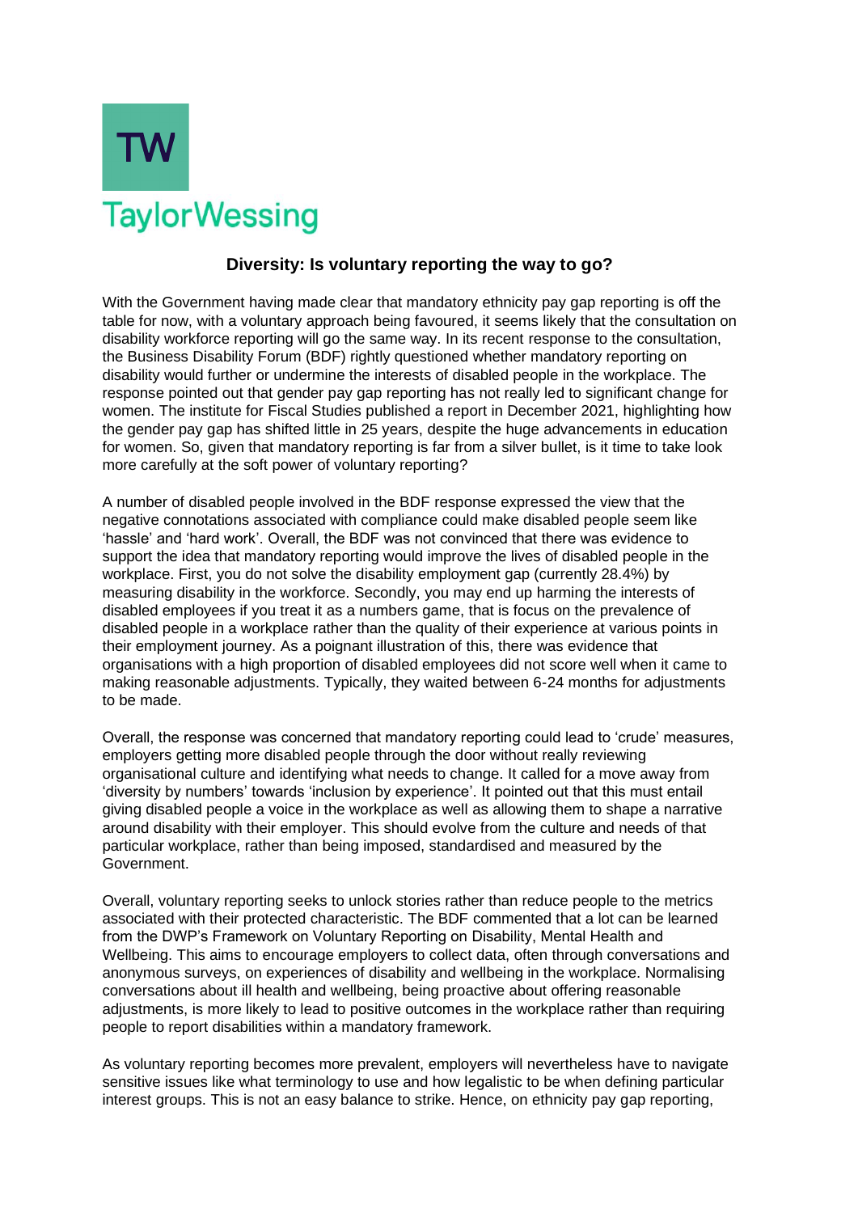TW

TaylorWessing

## Diversity: Is voluntary reporting the way to go?

With the Government having made clear that mandatory ethnicity pay gap reporting is off the table for now, with a voluntary approach being favoured, it seems likely that the consultation on disability workforce reporting will go the same way. In its recent response to the consultation, the Business Disability Forum (BDF) rightly questioned whether mandatory reporting on disability would further or undermine the interests of disabled people in the workplace. The response pointed out that gender pay gap reporting has not really led to significant change for women. The institute for Fiscal Studies published a report in December 2021, highlighting how the gender pay gap has shifted little in 25 years, despite the huge advancements in education for women. So, given that mandatory reporting is far from a silver bullet, is it time to take look more carefully at the soft power of voluntary reporting?

A number of disabled people involved in the BDF response expressed the view that the negative connotations associated with compliance could make disabled people seem like 'hassle' and 'hard work'. Overall, the BDF was not convinced that there was evidence to support the idea that mandatory reporting would improve the lives of disabled people in the workplace. First, you do not solve the disability employment gap (currently 28.4%) by measuring disability in the workforce. Secondly, you may end up harming the interests of disabled employees if you treat it as a numbers game, that is focus on the prevalence of disabled people in a workplace rather than the quality of their experience at various points in their employment journey. As a poignant illustration of this, there was evidence that organisations with a high proportion of disabled employees did not score well when it came to making reasonable adjustments. Typically, they waited between 6-24 months for adjustments to be made.

Overall, the response was concerned that mandatory reporting could lead to 'crude' measures, employers getting more disabled people through the door without really reviewing organisational culture and identifying what needs to change. It called for a move away from 'diversity by numbers' towards 'inclusion by experience'. It pointed out that this must entail giving disabled people a voice in the workplace as well as allowing them to shape a narrative around disability with their employer. This should evolve from the culture and needs of that particular workplace, rather than being imposed, standardised and measured by the Government.

Overall, voluntary reporting seeks to unlock stories rather than reduce people to the metrics associated with their protected characteristic. The BDF commented that a lot can be learned from the DWP's Framework on Voluntary Reporting on Disability, Mental Health and Wellbeing. This aims to encourage employers to collect data, often through conversations and anonymous surveys, on experiences of disability and wellbeing in the workplace. Normalising conversations about ill health and wellbeing, being proactive about offering reasonable adjustments, is more likely to lead to positive outcomes in the workplace rather than requiring people to report disabilities within a mandatory framework.

As voluntary reporting becomes more prevalent, employers will nevertheless have to navigate sensitive issues like what terminology to use and how legalistic to be when defining particular interest groups. This is not an easy balance to strike. Hence, on ethnicity pay gap reporting,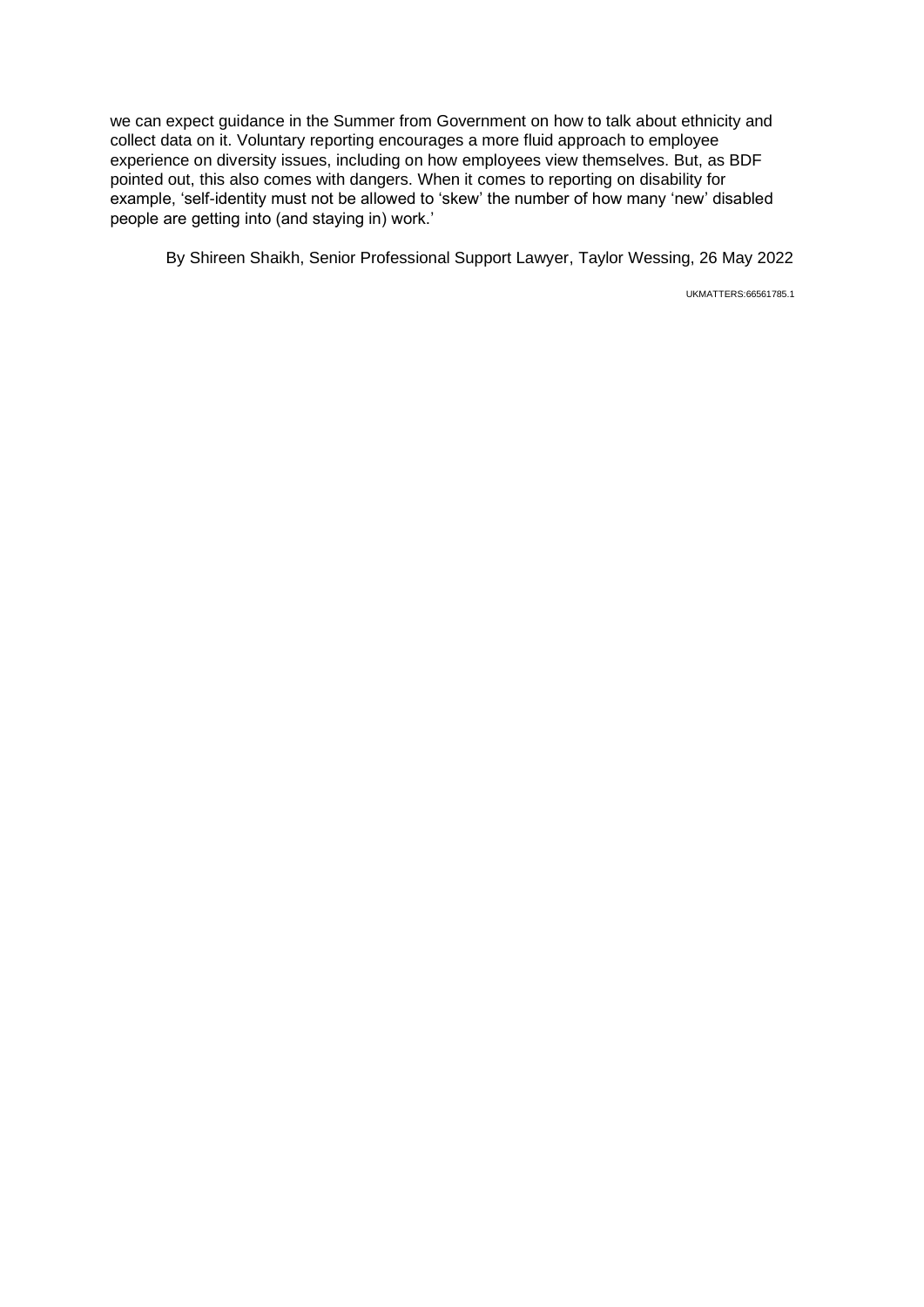we can expect guidance in the Summer from Government on how to talk about ethnicity and collect data on it. Voluntary reporting encourages a more fluid approach to employee experience on diversity issues, including on how employees view themselves. But, as BDF pointed out, this also comes with dangers. When it comes to reporting on disability for example, 'self-identity must not be allowed to 'skew' the number of how many 'new' disabled people are getting into (and staying in) work.'

By Shireen Shaikh, Senior Professional Support Lawyer, Taylor Wessing, 26 May 2022

UKMATTERS:66561785.1